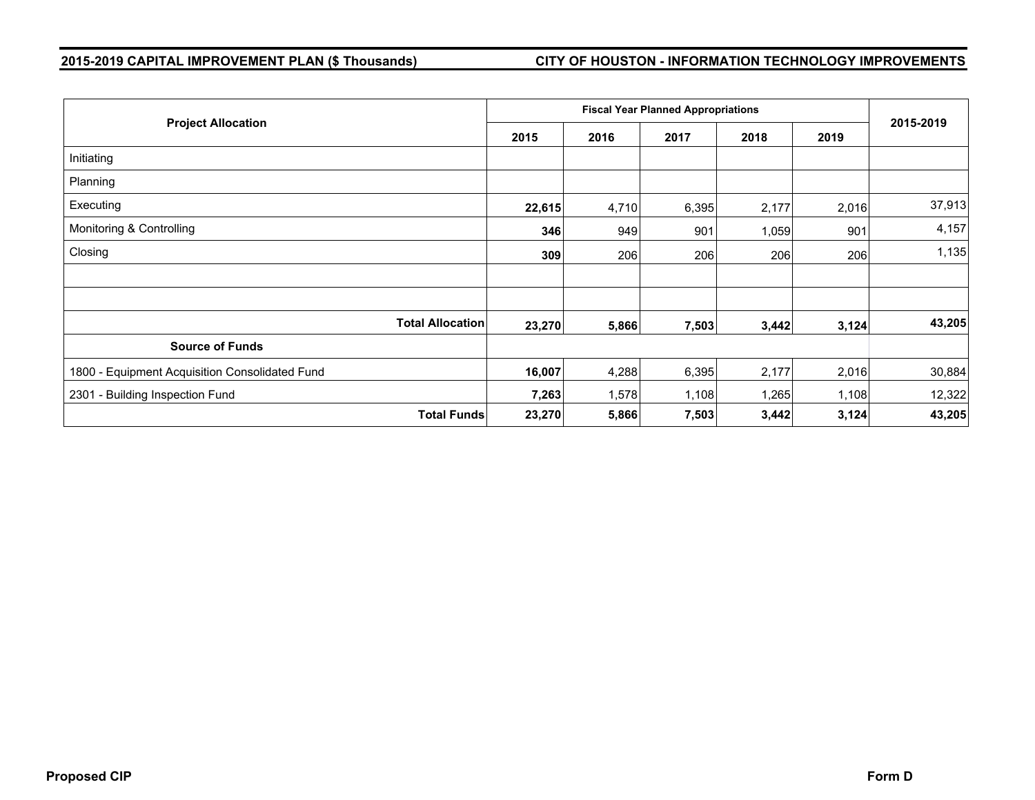**2015-2019 CAPITAL IMPROVEMENT PLAN ($ Thousands)** **CITY OF HOUSTON - INFORMATION TECHNOLOGY IMPROVEMENTS**

| Project Allocation | Fiscal Year Planned Appropriations | | | | | 2015-2019 |
|---|---|---|---|---|---|---|
| | 2015 | 2016 | 2017 | 2018 | 2019 | |
| Initiating | | | | | | |
| Planning | | | | | | |
| Executing | **22,615** | 4,710 | 6,395 | 2,177 | 2,016 | 37,913 |
| Monitoring & Controlling | **346** | 949 | 901 | 1,059 | 901 | 4,157 |
| Closing | **309** | 206 | 206 | 206 | 206 | 1,135 |
| | | | | | | |
| | | | | | | |
| **Total Allocation** | **23,270** | **5,866** | **7,503** | **3,442** | **3,124** | **43,205** |
| **Source of Funds** | | | | | | |
| 1800 - Equipment Acquisition Consolidated Fund | **16,007** | 4,288 | 6,395 | 2,177 | 2,016 | 30,884 |
| 2301 - Building Inspection Fund | **7,263** | 1,578 | 1,108 | 1,265 | 1,108 | 12,322 |
| **Total Funds** | **23,270** | **5,866** | **7,503** | **3,442** | **3,124** | **43,205** |

**Proposed CIP** **Form D**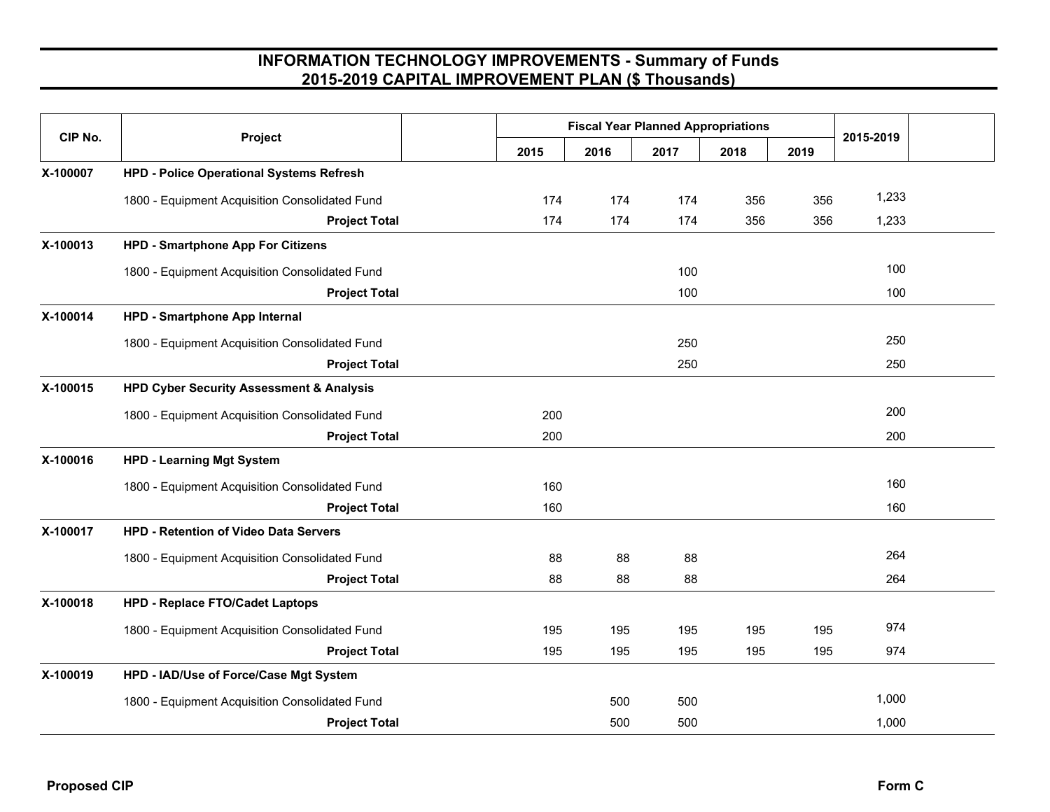# INFORMATION TECHNOLOGY IMPROVEMENTS - Summary of Funds
## 2015-2019 CAPITAL IMPROVEMENT PLAN ($ Thousands)

| CIP No. | Project | Fiscal Year Planned Appropriations | | | | | 2015-2019 |
|---|---|---|---|---|---|---|---|
| | | 2015 | 2016 | 2017 | 2018 | 2019 | |
| X-100007 | **HPD - Police Operational Systems Refresh** | | | | | | |
| | 1800 - Equipment Acquisition Consolidated Fund | 174 | 174 | 174 | 356 | 356 | 1,233 |
| | **Project Total** | 174 | 174 | 174 | 356 | 356 | 1,233 |
| X-100013 | **HPD - Smartphone App For Citizens** | | | | | | |
| | 1800 - Equipment Acquisition Consolidated Fund | | | 100 | | | 100 |
| | **Project Total** | | | 100 | | | 100 |
| X-100014 | **HPD - Smartphone App Internal** | | | | | | |
| | 1800 - Equipment Acquisition Consolidated Fund | | | 250 | | | 250 |
| | **Project Total** | | | 250 | | | 250 |
| X-100015 | **HPD Cyber Security Assessment & Analysis** | | | | | | |
| | 1800 - Equipment Acquisition Consolidated Fund | 200 | | | | | 200 |
| | **Project Total** | 200 | | | | | 200 |
| X-100016 | **HPD - Learning Mgt System** | | | | | | |
| | 1800 - Equipment Acquisition Consolidated Fund | 160 | | | | | 160 |
| | **Project Total** | 160 | | | | | 160 |
| X-100017 | **HPD - Retention of Video Data Servers** | | | | | | |
| | 1800 - Equipment Acquisition Consolidated Fund | 88 | 88 | 88 | | | 264 |
| | **Project Total** | 88 | 88 | 88 | | | 264 |
| X-100018 | **HPD - Replace FTO/Cadet Laptops** | | | | | | |
| | 1800 - Equipment Acquisition Consolidated Fund | 195 | 195 | 195 | 195 | 195 | 974 |
| | **Project Total** | 195 | 195 | 195 | 195 | 195 | 974 |
| X-100019 | **HPD - IAD/Use of Force/Case Mgt System** | | | | | | |
| | 1800 - Equipment Acquisition Consolidated Fund | | 500 | 500 | | | 1,000 |
| | **Project Total** | | 500 | 500 | | | 1,000 |

**Proposed CIP** **Form C**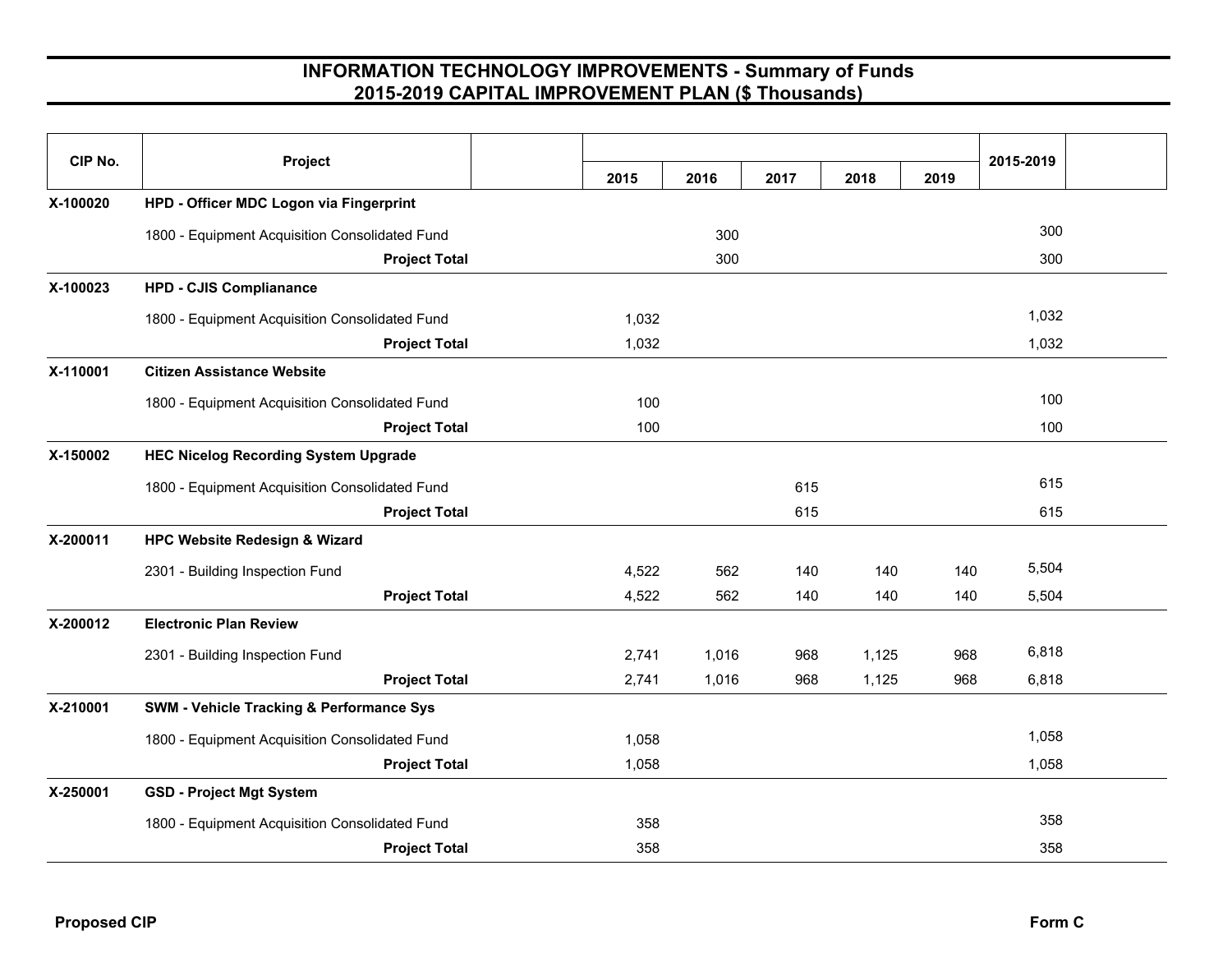# INFORMATION TECHNOLOGY IMPROVEMENTS - Summary of Funds
## 2015-2019 CAPITAL IMPROVEMENT PLAN ($ Thousands)

| CIP No. | Project | 2015 | 2016 | 2017 | 2018 | 2019 | 2015-2019 |
|---|---|---|---|---|---|---|---|
| **X-100020** | **HPD - Officer MDC Logon via Fingerprint** | | | | | | |
| | 1800 - Equipment Acquisition Consolidated Fund | | 300 | | | | 300 |
| | **Project Total** | | 300 | | | | 300 |
| **X-100023** | **HPD - CJIS Complianance** | | | | | | |
| | 1800 - Equipment Acquisition Consolidated Fund | 1,032 | | | | | 1,032 |
| | **Project Total** | 1,032 | | | | | 1,032 |
| **X-110001** | **Citizen Assistance Website** | | | | | | |
| | 1800 - Equipment Acquisition Consolidated Fund | 100 | | | | | 100 |
| | **Project Total** | 100 | | | | | 100 |
| **X-150002** | **HEC Nicelog Recording System Upgrade** | | | | | | |
| | 1800 - Equipment Acquisition Consolidated Fund | | | 615 | | | 615 |
| | **Project Total** | | | 615 | | | 615 |
| **X-200011** | **HPC Website Redesign & Wizard** | | | | | | |
| | 2301 - Building Inspection Fund | 4,522 | 562 | 140 | 140 | 140 | 5,504 |
| | **Project Total** | 4,522 | 562 | 140 | 140 | 140 | 5,504 |
| **X-200012** | **Electronic Plan Review** | | | | | | |
| | 2301 - Building Inspection Fund | 2,741 | 1,016 | 968 | 1,125 | 968 | 6,818 |
| | **Project Total** | 2,741 | 1,016 | 968 | 1,125 | 968 | 6,818 |
| **X-210001** | **SWM - Vehicle Tracking & Performance Sys** | | | | | | |
| | 1800 - Equipment Acquisition Consolidated Fund | 1,058 | | | | | 1,058 |
| | **Project Total** | 1,058 | | | | | 1,058 |
| **X-250001** | **GSD - Project Mgt System** | | | | | | |
| | 1800 - Equipment Acquisition Consolidated Fund | 358 | | | | | 358 |
| | **Project Total** | 358 | | | | | 358 |

**Proposed CIP** **Form C**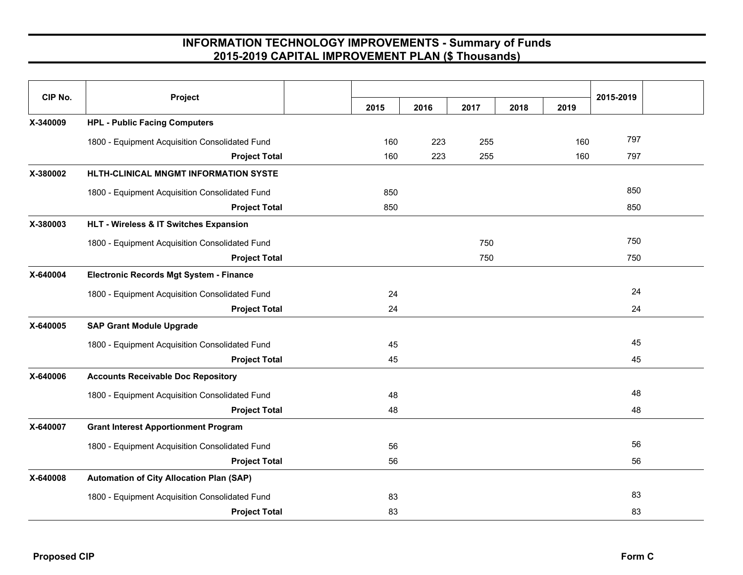# INFORMATION TECHNOLOGY IMPROVEMENTS - Summary of Funds
## 2015-2019 CAPITAL IMPROVEMENT PLAN ($ Thousands)

| CIP No. | Project | 2015 | 2016 | 2017 | 2018 | 2019 | 2015-2019 |
|---|---|---|---|---|---|---|---|
| X-340009 | **HPL - Public Facing Computers** | | | | | | |
| | 1800 - Equipment Acquisition Consolidated Fund | 160 | 223 | 255 | | 160 | 797 |
| | **Project Total** | 160 | 223 | 255 | | 160 | 797 |
| X-380002 | **HLTH-CLINICAL MNGMT INFORMATION SYSTE** | | | | | | |
| | 1800 - Equipment Acquisition Consolidated Fund | 850 | | | | | 850 |
| | **Project Total** | 850 | | | | | 850 |
| X-380003 | **HLT - Wireless & IT Switches Expansion** | | | | | | |
| | 1800 - Equipment Acquisition Consolidated Fund | | | 750 | | | 750 |
| | **Project Total** | | | 750 | | | 750 |
| X-640004 | **Electronic Records Mgt System - Finance** | | | | | | |
| | 1800 - Equipment Acquisition Consolidated Fund | 24 | | | | | 24 |
| | **Project Total** | 24 | | | | | 24 |
| X-640005 | **SAP Grant Module Upgrade** | | | | | | |
| | 1800 - Equipment Acquisition Consolidated Fund | 45 | | | | | 45 |
| | **Project Total** | 45 | | | | | 45 |
| X-640006 | **Accounts Receivable Doc Repository** | | | | | | |
| | 1800 - Equipment Acquisition Consolidated Fund | 48 | | | | | 48 |
| | **Project Total** | 48 | | | | | 48 |
| X-640007 | **Grant Interest Apportionment Program** | | | | | | |
| | 1800 - Equipment Acquisition Consolidated Fund | 56 | | | | | 56 |
| | **Project Total** | 56 | | | | | 56 |
| X-640008 | **Automation of City Allocation Plan (SAP)** | | | | | | |
| | 1800 - Equipment Acquisition Consolidated Fund | 83 | | | | | 83 |
| | **Project Total** | 83 | | | | | 83 |

**Proposed CIP** **Form C**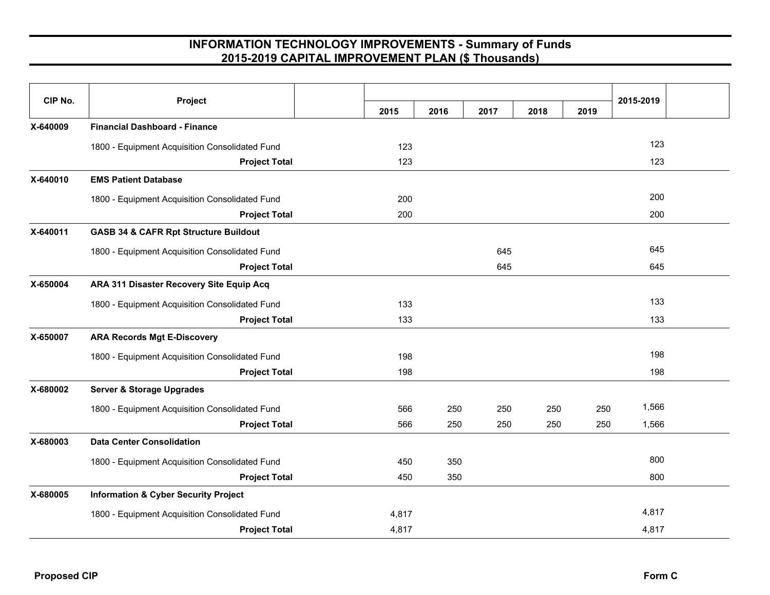## INFORMATION TECHNOLOGY IMPROVEMENTS - Summary of Funds
## 2015-2019 CAPITAL IMPROVEMENT PLAN ($ Thousands)

| CIP No. | Project | 2015 | 2016 | 2017 | 2018 | 2019 | 2015-2019 |
|---|---|---|---|---|---|---|---|
| X-640009 | **Financial Dashboard - Finance** | | | | | | |
| | 1800 - Equipment Acquisition Consolidated Fund | 123 | | | | | 123 |
| | **Project Total** | 123 | | | | | 123 |
| X-640010 | **EMS Patient Database** | | | | | | |
| | 1800 - Equipment Acquisition Consolidated Fund | 200 | | | | | 200 |
| | **Project Total** | 200 | | | | | 200 |
| X-640011 | **GASB 34 & CAFR Rpt Structure Buildout** | | | | | | |
| | 1800 - Equipment Acquisition Consolidated Fund | | | 645 | | | 645 |
| | **Project Total** | | | 645 | | | 645 |
| X-650004 | **ARA 311 Disaster Recovery Site Equip Acq** | | | | | | |
| | 1800 - Equipment Acquisition Consolidated Fund | 133 | | | | | 133 |
| | **Project Total** | 133 | | | | | 133 |
| X-650007 | **ARA Records Mgt E-Discovery** | | | | | | |
| | 1800 - Equipment Acquisition Consolidated Fund | 198 | | | | | 198 |
| | **Project Total** | 198 | | | | | 198 |
| X-680002 | **Server & Storage Upgrades** | | | | | | |
| | 1800 - Equipment Acquisition Consolidated Fund | 566 | 250 | 250 | 250 | 250 | 1,566 |
| | **Project Total** | 566 | 250 | 250 | 250 | 250 | 1,566 |
| X-680003 | **Data Center Consolidation** | | | | | | |
| | 1800 - Equipment Acquisition Consolidated Fund | 450 | 350 | | | | 800 |
| | **Project Total** | 450 | 350 | | | | 800 |
| X-680005 | **Information & Cyber Security Project** | | | | | | |
| | 1800 - Equipment Acquisition Consolidated Fund | 4,817 | | | | | 4,817 |
| | **Project Total** | 4,817 | | | | | 4,817 |

**Proposed CIP** **Form C**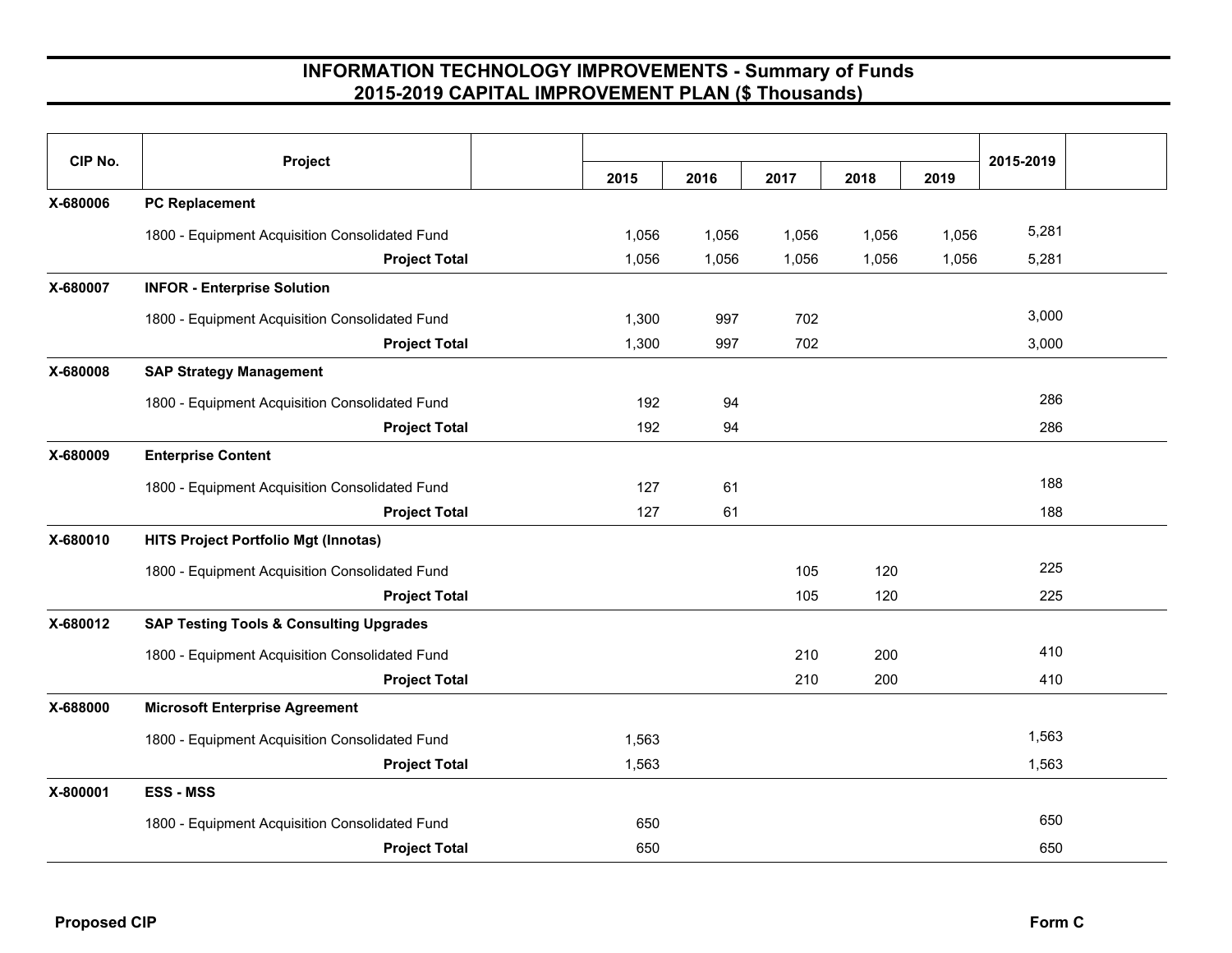# INFORMATION TECHNOLOGY IMPROVEMENTS - Summary of Funds
## 2015-2019 CAPITAL IMPROVEMENT PLAN ($ Thousands)

| CIP No. | Project | 2015 | 2016 | 2017 | 2018 | 2019 | 2015-2019 |
|---|---|---|---|---|---|---|---|
| X-680006 | **PC Replacement** | | | | | | |
| | 1800 - Equipment Acquisition Consolidated Fund | 1,056 | 1,056 | 1,056 | 1,056 | 1,056 | 5,281 |
| | **Project Total** | 1,056 | 1,056 | 1,056 | 1,056 | 1,056 | 5,281 |
| X-680007 | **INFOR - Enterprise Solution** | | | | | | |
| | 1800 - Equipment Acquisition Consolidated Fund | 1,300 | 997 | 702 | | | 3,000 |
| | **Project Total** | 1,300 | 997 | 702 | | | 3,000 |
| X-680008 | **SAP Strategy Management** | | | | | | |
| | 1800 - Equipment Acquisition Consolidated Fund | 192 | 94 | | | | 286 |
| | **Project Total** | 192 | 94 | | | | 286 |
| X-680009 | **Enterprise Content** | | | | | | |
| | 1800 - Equipment Acquisition Consolidated Fund | 127 | 61 | | | | 188 |
| | **Project Total** | 127 | 61 | | | | 188 |
| X-680010 | **HITS Project Portfolio Mgt (Innotas)** | | | | | | |
| | 1800 - Equipment Acquisition Consolidated Fund | | | 105 | 120 | | 225 |
| | **Project Total** | | | 105 | 120 | | 225 |
| X-680012 | **SAP Testing Tools & Consulting Upgrades** | | | | | | |
| | 1800 - Equipment Acquisition Consolidated Fund | | | 210 | 200 | | 410 |
| | **Project Total** | | | 210 | 200 | | 410 |
| X-688000 | **Microsoft Enterprise Agreement** | | | | | | |
| | 1800 - Equipment Acquisition Consolidated Fund | 1,563 | | | | | 1,563 |
| | **Project Total** | 1,563 | | | | | 1,563 |
| X-800001 | **ESS - MSS** | | | | | | |
| | 1800 - Equipment Acquisition Consolidated Fund | 650 | | | | | 650 |
| | **Project Total** | 650 | | | | | 650 |

**Proposed CIP** **Form C**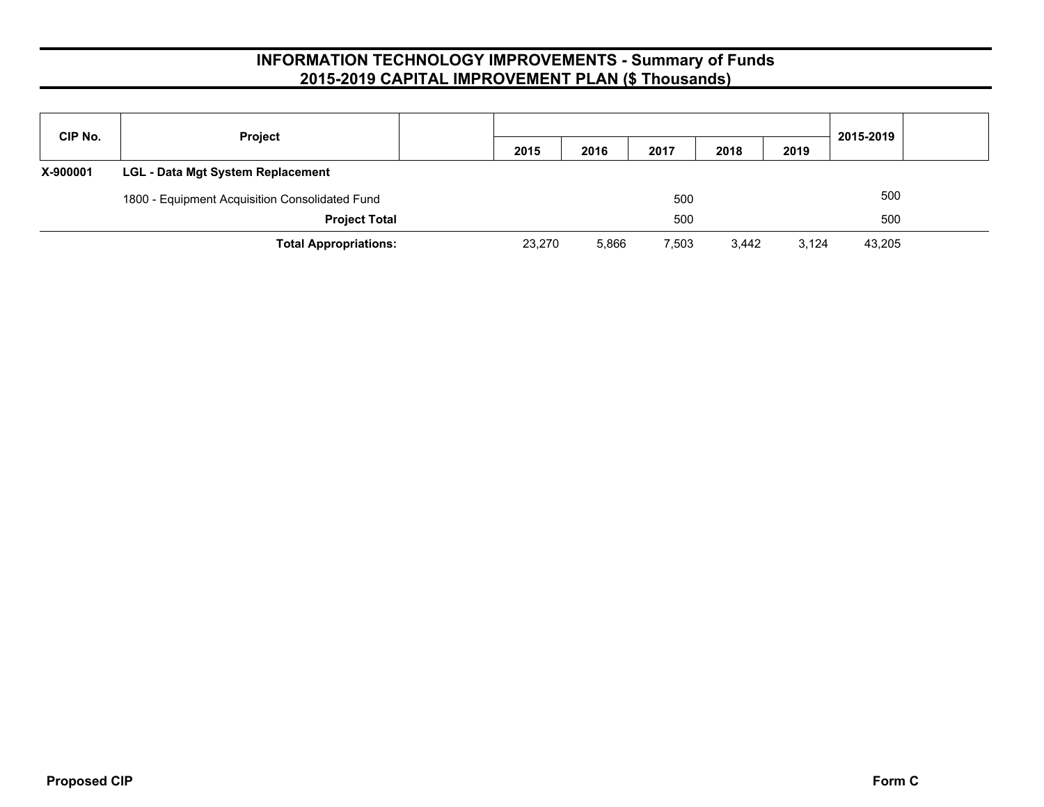## INFORMATION TECHNOLOGY IMPROVEMENTS - Summary of Funds
## 2015-2019 CAPITAL IMPROVEMENT PLAN ($ Thousands)

| CIP No. | Project | 2015 | 2016 | 2017 | 2018 | 2019 | 2015-2019 |
|---|---|---|---|---|---|---|---|
| **X-900001** | **LGL - Data Mgt System Replacement** | | | | | | |
| | 1800 - Equipment Acquisition Consolidated Fund | | | 500 | | | 500 |
| | **Project Total** | | | 500 | | | 500 |
| | **Total Appropriations:** | 23,270 | 5,866 | 7,503 | 3,442 | 3,124 | 43,205 |

**Proposed CIP** **Form C**